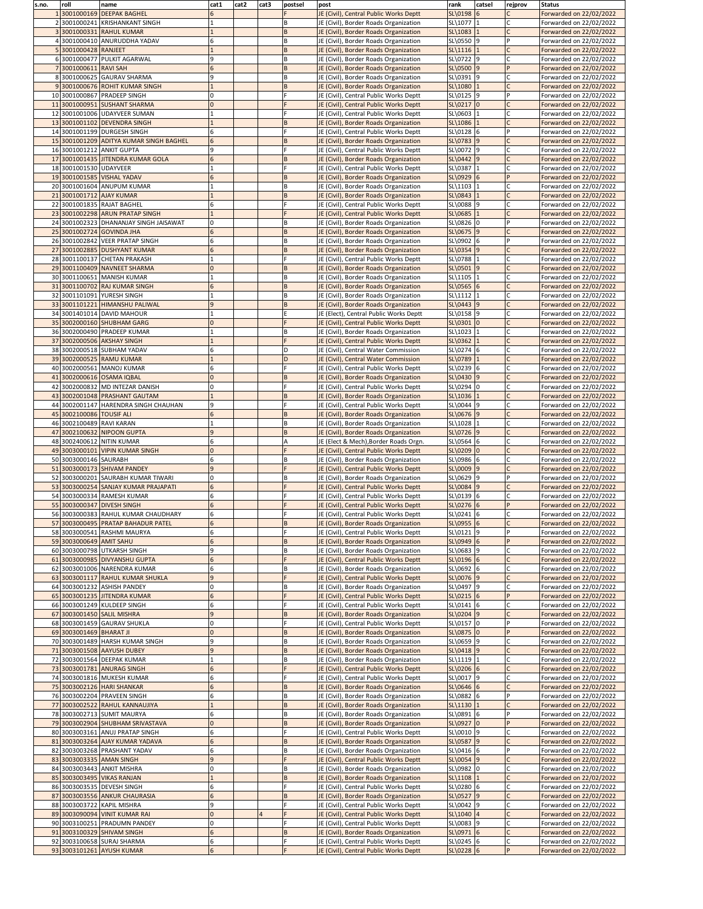| s.no. | roll | name | cat1 | cat2 | cat3 | postsel | post | rank | catsel | rejprov | Status |
|---|---|---|---|---|---|---|---|---|---|---|---|
| 1 | 3001000169 | DEEPAK BAGHEL | 6 | | | F | JE (Civil), Central Public Works Deptt | SL\0198 | 6 | C | Forwarded on 22/02/2022 |
| 2 | 3001000241 | KRISHANKANT SINGH | 1 | | | B | JE (Civil), Border Roads Organization | SL\1077 | 1 | C | Forwarded on 22/02/2022 |
| 3 | 3001000331 | RAHUL KUMAR | 1 | | | B | JE (Civil), Border Roads Organization | SL\1083 | 1 | C | Forwarded on 22/02/2022 |
| 4 | 3001000410 | ANURUDDHA YADAV | 6 | | | B | JE (Civil), Border Roads Organization | SL\0550 | 9 | P | Forwarded on 22/02/2022 |
| 5 | 3001000428 | RANJEET | 1 | | | B | JE (Civil), Border Roads Organization | SL\1116 | 1 | C | Forwarded on 22/02/2022 |
| 6 | 3001000477 | PULKIT AGARWAL | 9 | | | B | JE (Civil), Border Roads Organization | SL\0722 | 9 | C | Forwarded on 22/02/2022 |
| 7 | 3001000611 | RAVI SAH | 6 | | | B | JE (Civil), Border Roads Organization | SL\0500 | 9 | P | Forwarded on 22/02/2022 |
| 8 | 3001000625 | GAURAV SHARMA | 9 | | | B | JE (Civil), Border Roads Organization | SL\0391 | 9 | C | Forwarded on 22/02/2022 |
| 9 | 3001000676 | ROHIT KUMAR SINGH | 1 | | | B | JE (Civil), Border Roads Organization | SL\1080 | 1 | C | Forwarded on 22/02/2022 |
| 10 | 3001000867 | PRADEEP SINGH | 0 | | | F | JE (Civil), Central Public Works Deptt | SL\0125 | 9 | P | Forwarded on 22/02/2022 |
| 11 | 3001000951 | SUSHANT SHARMA | 0 | | | F | JE (Civil), Central Public Works Deptt | SL\0217 | 0 | C | Forwarded on 22/02/2022 |
| 12 | 3001001006 | UDAYVEER SUMAN | 1 | | | F | JE (Civil), Central Public Works Deptt | SL\0603 | 1 | C | Forwarded on 22/02/2022 |
| 13 | 3001001102 | DEVENDRA SINGH | 1 | | | B | JE (Civil), Border Roads Organization | SL\1086 | 1 | C | Forwarded on 22/02/2022 |
| 14 | 3001001199 | DURGESH SINGH | 6 | | | F | JE (Civil), Central Public Works Deptt | SL\0128 | 6 | P | Forwarded on 22/02/2022 |
| 15 | 3001001209 | ADITYA KUMAR SINGH BAGHEL | 6 | | | B | JE (Civil), Border Roads Organization | SL\0783 | 9 | C | Forwarded on 22/02/2022 |
| 16 | 3001001212 | ANKIT GUPTA | 9 | | | F | JE (Civil), Central Public Works Deptt | SL\0072 | 9 | C | Forwarded on 22/02/2022 |
| 17 | 3001001435 | JITENDRA KUMAR GOLA | 6 | | | B | JE (Civil), Border Roads Organization | SL\0442 | 9 | C | Forwarded on 22/02/2022 |
| 18 | 3001001530 | UDAYVEER | 1 | | | F | JE (Civil), Central Public Works Deptt | SL\0387 | 1 | C | Forwarded on 22/02/2022 |
| 19 | 3001001585 | VISHAL YADAV | 6 | | | B | JE (Civil), Border Roads Organization | SL\0929 | 6 | P | Forwarded on 22/02/2022 |
| 20 | 3001001604 | ANUPUM KUMAR | 1 | | | B | JE (Civil), Border Roads Organization | SL\1103 | 1 | C | Forwarded on 22/02/2022 |
| 21 | 3001001712 | AJAY KUMAR | 1 | | | B | JE (Civil), Border Roads Organization | SL\0843 | 1 | C | Forwarded on 22/02/2022 |
| 22 | 3001001835 | RAJAT BAGHEL | 6 | | | F | JE (Civil), Central Public Works Deptt | SL\0088 | 9 | C | Forwarded on 22/02/2022 |
| 23 | 3001002298 | ARUN PRATAP SINGH | 1 | | | F | JE (Civil), Central Public Works Deptt | SL\0685 | 1 | C | Forwarded on 22/02/2022 |
| 24 | 3001002323 | DHANANJAY SINGH JAISAWAT | 0 | | | B | JE (Civil), Border Roads Organization | SL\0826 | 0 | P | Forwarded on 22/02/2022 |
| 25 | 3001002724 | GOVINDA JHA | 6 | | | B | JE (Civil), Border Roads Organization | SL\0675 | 9 | C | Forwarded on 22/02/2022 |
| 26 | 3001002842 | VEER PRATAP SINGH | 6 | | | B | JE (Civil), Border Roads Organization | SL\0902 | 6 | P | Forwarded on 22/02/2022 |
| 27 | 3001002885 | DUSHYANT KUMAR | 6 | | | B | JE (Civil), Border Roads Organization | SL\0354 | 9 | C | Forwarded on 22/02/2022 |
| 28 | 3001100137 | CHETAN PRAKASH | 1 | | | F | JE (Civil), Central Public Works Deptt | SL\0788 | 1 | C | Forwarded on 22/02/2022 |
| 29 | 3001100409 | NAVNEET SHARMA | 0 | | | B | JE (Civil), Border Roads Organization | SL\0501 | 9 | C | Forwarded on 22/02/2022 |
| 30 | 3001100651 | MANISH KUMAR | 1 | | | B | JE (Civil), Border Roads Organization | SL\1105 | 1 | C | Forwarded on 22/02/2022 |
| 31 | 3001100702 | RAJ KUMAR SINGH | 6 | | | B | JE (Civil), Border Roads Organization | SL\0565 | 6 | C | Forwarded on 22/02/2022 |
| 32 | 3001101091 | YURESH SINGH | 1 | | | B | JE (Civil), Border Roads Organization | SL\1112 | 1 | C | Forwarded on 22/02/2022 |
| 33 | 3001101221 | HIMANSHU PALIWAL | 9 | | | B | JE (Civil), Border Roads Organization | SL\0443 | 9 | C | Forwarded on 22/02/2022 |
| 34 | 3001401014 | DAVID MAHOUR | 1 | | | E | JE (Elect), Central Public Works Deptt | SL\0158 | 9 | C | Forwarded on 22/02/2022 |
| 35 | 3002000160 | SHUBHAM GARG | 0 | | | F | JE (Civil), Central Public Works Deptt | SL\0301 | 0 | C | Forwarded on 22/02/2022 |
| 36 | 3002000490 | PRADEEP KUMAR | 1 | | | B | JE (Civil), Border Roads Organization | SL\1023 | 1 | C | Forwarded on 22/02/2022 |
| 37 | 3002000506 | AKSHAY SINGH | 1 | | | F | JE (Civil), Central Public Works Deptt | SL\0362 | 1 | C | Forwarded on 22/02/2022 |
| 38 | 3002000518 | SUBHAM YADAV | 6 | | | D | JE (Civil), Central Water Commission | SL\0274 | 6 | C | Forwarded on 22/02/2022 |
| 39 | 3002000525 | RAMU KUMAR | 1 | | | D | JE (Civil), Central Water Commission | SL\0789 | 1 | C | Forwarded on 22/02/2022 |
| 40 | 3002000561 | MANOJ KUMAR | 6 | | | F | JE (Civil), Central Public Works Deptt | SL\0239 | 6 | C | Forwarded on 22/02/2022 |
| 41 | 3002000616 | OSAMA IQBAL | 0 | | | B | JE (Civil), Border Roads Organization | SL\0430 | 9 | C | Forwarded on 22/02/2022 |
| 42 | 3002000832 | MD INTEZAR DANISH | 0 | | | F | JE (Civil), Central Public Works Deptt | SL\0294 | 0 | C | Forwarded on 22/02/2022 |
| 43 | 3002001048 | PRASHANT GAUTAM | 1 | | | B | JE (Civil), Border Roads Organization | SL\1036 | 1 | C | Forwarded on 22/02/2022 |
| 44 | 3002001147 | HARENDRA SINGH CHAUHAN | 9 | | | F | JE (Civil), Central Public Works Deptt | SL\0044 | 9 | C | Forwarded on 22/02/2022 |
| 45 | 3002100086 | TOUSIF ALI | 6 | | | B | JE (Civil), Border Roads Organization | SL\0676 | 9 | C | Forwarded on 22/02/2022 |
| 46 | 3002100489 | RAVI KARAN | 1 | | | B | JE (Civil), Border Roads Organization | SL\1028 | 1 | C | Forwarded on 22/02/2022 |
| 47 | 3002100632 | NIPOON GUPTA | 9 | | | B | JE (Civil), Border Roads Organization | SL\0726 | 9 | C | Forwarded on 22/02/2022 |
| 48 | 3002400612 | NITIN KUMAR | 6 | | | A | JE (Elect & Mech),Border Roads Orgn. | SL\0564 | 6 | C | Forwarded on 22/02/2022 |
| 49 | 3003000101 | VIPIN KUMAR SINGH | 0 | | | F | JE (Civil), Central Public Works Deptt | SL\0209 | 0 | C | Forwarded on 22/02/2022 |
| 50 | 3003000146 | SAURABH | 6 | | | B | JE (Civil), Border Roads Organization | SL\0986 | 6 | C | Forwarded on 22/02/2022 |
| 51 | 3003000173 | SHIVAM PANDEY | 9 | | | F | JE (Civil), Central Public Works Deptt | SL\0009 | 9 | C | Forwarded on 22/02/2022 |
| 52 | 3003000201 | SAURABH KUMAR TIWARI | 0 | | | B | JE (Civil), Border Roads Organization | SL\0629 | 9 | P | Forwarded on 22/02/2022 |
| 53 | 3003000254 | SANJAY KUMAR PRAJAPATI | 6 | | | F | JE (Civil), Central Public Works Deptt | SL\0084 | 9 | C | Forwarded on 22/02/2022 |
| 54 | 3003000334 | RAMESH KUMAR | 6 | | | F | JE (Civil), Central Public Works Deptt | SL\0139 | 6 | C | Forwarded on 22/02/2022 |
| 55 | 3003000347 | DIVESH SINGH | 6 | | | F | JE (Civil), Central Public Works Deptt | SL\0276 | 6 | P | Forwarded on 22/02/2022 |
| 56 | 3003000383 | RAHUL KUMAR CHAUDHARY | 6 | | | F | JE (Civil), Central Public Works Deptt | SL\0241 | 6 | C | Forwarded on 22/02/2022 |
| 57 | 3003000495 | PRATAP BAHADUR PATEL | 6 | | | B | JE (Civil), Border Roads Organization | SL\0955 | 6 | C | Forwarded on 22/02/2022 |
| 58 | 3003000541 | RASHMI MAURYA | 6 | | | F | JE (Civil), Central Public Works Deptt | SL\0121 | 9 | P | Forwarded on 22/02/2022 |
| 59 | 3003000649 | AMIT SAHU | 6 | | | B | JE (Civil), Border Roads Organization | SL\0949 | 6 | P | Forwarded on 22/02/2022 |
| 60 | 3003000798 | UTKARSH SINGH | 9 | | | B | JE (Civil), Border Roads Organization | SL\0683 | 9 | C | Forwarded on 22/02/2022 |
| 61 | 3003000985 | DIVYANSHU GUPTA | 6 | | | F | JE (Civil), Central Public Works Deptt | SL\0196 | 6 | C | Forwarded on 22/02/2022 |
| 62 | 3003001006 | NARENDRA KUMAR | 6 | | | B | JE (Civil), Border Roads Organization | SL\0692 | 6 | C | Forwarded on 22/02/2022 |
| 63 | 3003001117 | RAHUL KUMAR SHUKLA | 9 | | | F | JE (Civil), Central Public Works Deptt | SL\0076 | 9 | C | Forwarded on 22/02/2022 |
| 64 | 3003001232 | ASHISH PANDEY | 0 | | | B | JE (Civil), Border Roads Organization | SL\0497 | 9 | C | Forwarded on 22/02/2022 |
| 65 | 3003001235 | JITENDRA KUMAR | 6 | | | F | JE (Civil), Central Public Works Deptt | SL\0215 | 6 | P | Forwarded on 22/02/2022 |
| 66 | 3003001249 | KULDEEP SINGH | 6 | | | F | JE (Civil), Central Public Works Deptt | SL\0141 | 6 | C | Forwarded on 22/02/2022 |
| 67 | 3003001450 | SALIL MISHRA | 9 | | | B | JE (Civil), Border Roads Organization | SL\0204 | 9 | C | Forwarded on 22/02/2022 |
| 68 | 3003001459 | GAURAV SHUKLA | 0 | | | F | JE (Civil), Central Public Works Deptt | SL\0157 | 0 | P | Forwarded on 22/02/2022 |
| 69 | 3003001469 | BHARAT JI | 0 | | | B | JE (Civil), Border Roads Organization | SL\0875 | 0 | P | Forwarded on 22/02/2022 |
| 70 | 3003001489 | HARSH KUMAR SINGH | 9 | | | B | JE (Civil), Border Roads Organization | SL\0659 | 9 | C | Forwarded on 22/02/2022 |
| 71 | 3003001508 | AAYUSH DUBEY | 9 | | | B | JE (Civil), Border Roads Organization | SL\0418 | 9 | C | Forwarded on 22/02/2022 |
| 72 | 3003001564 | DEEPAK KUMAR | 1 | | | B | JE (Civil), Border Roads Organization | SL\1119 | 1 | C | Forwarded on 22/02/2022 |
| 73 | 3003001781 | ANURAG SINGH | 6 | | | F | JE (Civil), Central Public Works Deptt | SL\0206 | 6 | C | Forwarded on 22/02/2022 |
| 74 | 3003001816 | MUKESH KUMAR | 6 | | | F | JE (Civil), Central Public Works Deptt | SL\0017 | 9 | C | Forwarded on 22/02/2022 |
| 75 | 3003002126 | HARI SHANKAR | 6 | | | B | JE (Civil), Border Roads Organization | SL\0646 | 6 | C | Forwarded on 22/02/2022 |
| 76 | 3003002204 | PRAVEEN SINGH | 6 | | | B | JE (Civil), Border Roads Organization | SL\0882 | 6 | P | Forwarded on 22/02/2022 |
| 77 | 3003002522 | RAHUL KANNAUJIYA | 1 | | | B | JE (Civil), Border Roads Organization | SL\1130 | 1 | C | Forwarded on 22/02/2022 |
| 78 | 3003002713 | SUMIT MAURYA | 6 | | | B | JE (Civil), Border Roads Organization | SL\0891 | 6 | P | Forwarded on 22/02/2022 |
| 79 | 3003002904 | SHUBHAM SRIVASTAVA | 0 | | | B | JE (Civil), Border Roads Organization | SL\0927 | 0 | P | Forwarded on 22/02/2022 |
| 80 | 3003003161 | ANUJ PRATAP SINGH | 6 | | | F | JE (Civil), Central Public Works Deptt | SL\0010 | 9 | C | Forwarded on 22/02/2022 |
| 81 | 3003003264 | AJAY KUMAR YADAVA | 6 | | | B | JE (Civil), Border Roads Organization | SL\0587 | 9 | C | Forwarded on 22/02/2022 |
| 82 | 3003003268 | PRASHANT YADAV | 6 | | | B | JE (Civil), Border Roads Organization | SL\0416 | 6 | P | Forwarded on 22/02/2022 |
| 83 | 3003003335 | AMAN SINGH | 9 | | | F | JE (Civil), Central Public Works Deptt | SL\0054 | 9 | C | Forwarded on 22/02/2022 |
| 84 | 3003003443 | ANKIT MISHRA | 0 | | | B | JE (Civil), Border Roads Organization | SL\0982 | 0 | C | Forwarded on 22/02/2022 |
| 85 | 3003003495 | VIKAS RANJAN | 1 | | | B | JE (Civil), Border Roads Organization | SL\1108 | 1 | C | Forwarded on 22/02/2022 |
| 86 | 3003003535 | DEVESH SINGH | 6 | | | F | JE (Civil), Central Public Works Deptt | SL\0280 | 6 | C | Forwarded on 22/02/2022 |
| 87 | 3003003556 | ANKUR CHAURASIA | 6 | | | B | JE (Civil), Border Roads Organization | SL\0527 | 9 | C | Forwarded on 22/02/2022 |
| 88 | 3003003722 | KAPIL MISHRA | 9 | | | F | JE (Civil), Central Public Works Deptt | SL\0042 | 9 | C | Forwarded on 22/02/2022 |
| 89 | 3003090094 | VINIT KUMAR RAI | 0 | | 4 | F | JE (Civil), Central Public Works Deptt | SL\1040 | 4 | C | Forwarded on 22/02/2022 |
| 90 | 3003100251 | PRADUMN PANDEY | 0 | | | F | JE (Civil), Central Public Works Deptt | SL\0083 | 9 | C | Forwarded on 22/02/2022 |
| 91 | 3003100329 | SHIVAM SINGH | 6 | | | B | JE (Civil), Border Roads Organization | SL\0971 | 6 | C | Forwarded on 22/02/2022 |
| 92 | 3003100658 | SURAJ SHARMA | 6 | | | F | JE (Civil), Central Public Works Deptt | SL\0245 | 6 | C | Forwarded on 22/02/2022 |
| 93 | 3003101261 | AYUSH KUMAR | 6 | | | F | JE (Civil), Central Public Works Deptt | SL\0228 | 6 | P | Forwarded on 22/02/2022 |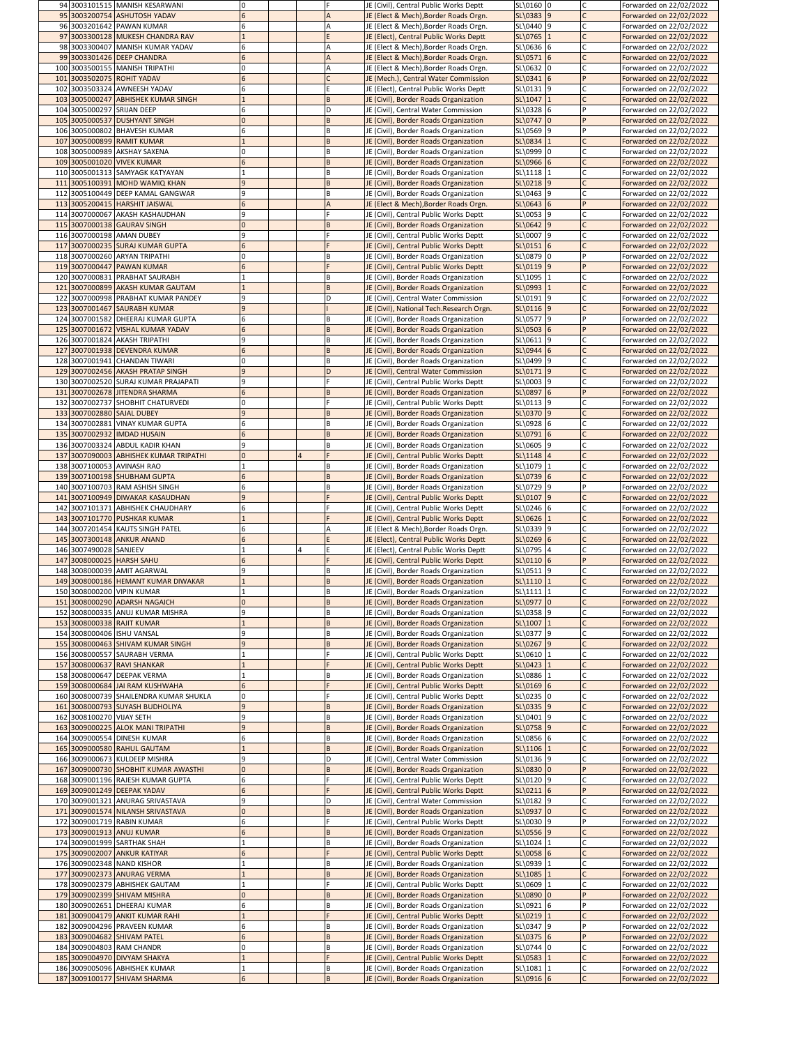| | | | | | | | | | | | |
|---|---|---|---|---|---|---|---|---|---|---|---|
| 94 | 3003101515 | MANISH KESARWANI | 0 | | | F | JE (Civil), Central Public Works Deptt | SL\0160 | 0 | C | Forwarded on 22/02/2022 |
| 95 | 3003200754 | ASHUTOSH YADAV | 6 | | | A | JE (Elect & Mech),Border Roads Orgn. | SL\0383 | 9 | C | Forwarded on 22/02/2022 |
| 96 | 3003201642 | PAWAN KUMAR | 6 | | | A | JE (Elect & Mech),Border Roads Orgn. | SL\0440 | 9 | C | Forwarded on 22/02/2022 |
| 97 | 3003300128 | MUKESH CHANDRA RAV | 1 | | | E | JE (Elect), Central Public Works Deptt | SL\0765 | 1 | C | Forwarded on 22/02/2022 |
| 98 | 3003300407 | MANISH KUMAR YADAV | 6 | | | A | JE (Elect & Mech),Border Roads Orgn. | SL\0636 | 6 | C | Forwarded on 22/02/2022 |
| 99 | 3003301426 | DEEP CHANDRA | 6 | | | A | JE (Elect & Mech),Border Roads Orgn. | SL\0571 | 6 | C | Forwarded on 22/02/2022 |
| 100 | 3003500155 | MANISH TRIPATHI | 0 | | | A | JE (Elect & Mech),Border Roads Orgn. | SL\0632 | 0 | C | Forwarded on 22/02/2022 |
| 101 | 3003502075 | ROHIT YADAV | 6 | | | C | JE (Mech.), Central Water Commission | SL\0341 | 6 | P | Forwarded on 22/02/2022 |
| 102 | 3003503324 | AWNEESH YADAV | 6 | | | E | JE (Elect), Central Public Works Deptt | SL\0131 | 9 | C | Forwarded on 22/02/2022 |
| 103 | 3005000247 | ABHISHEK KUMAR SINGH | 1 | | | B | JE (Civil), Border Roads Organization | SL\1047 | 1 | C | Forwarded on 22/02/2022 |
| 104 | 3005000297 | SRIJAN DEEP | 6 | | | D | JE (Civil), Central Water Commission | SL\0328 | 6 | P | Forwarded on 22/02/2022 |
| 105 | 3005000537 | DUSHYANT SINGH | 0 | | | B | JE (Civil), Border Roads Organization | SL\0747 | 0 | P | Forwarded on 22/02/2022 |
| 106 | 3005000802 | BHAVESH KUMAR | 6 | | | B | JE (Civil), Border Roads Organization | SL\0569 | 9 | P | Forwarded on 22/02/2022 |
| 107 | 3005000899 | RAMIT KUMAR | 1 | | | B | JE (Civil), Border Roads Organization | SL\0834 | 1 | C | Forwarded on 22/02/2022 |
| 108 | 3005000989 | AKSHAY SAXENA | 0 | | | B | JE (Civil), Border Roads Organization | SL\0999 | 0 | C | Forwarded on 22/02/2022 |
| 109 | 3005001020 | VIVEK KUMAR | 6 | | | B | JE (Civil), Border Roads Organization | SL\0966 | 6 | C | Forwarded on 22/02/2022 |
| 110 | 3005001313 | SAMYAGK KATYAYAN | 1 | | | B | JE (Civil), Border Roads Organization | SL\1118 | 1 | C | Forwarded on 22/02/2022 |
| 111 | 3005100391 | MOHD WAMIQ KHAN | 9 | | | B | JE (Civil), Border Roads Organization | SL\0218 | 9 | C | Forwarded on 22/02/2022 |
| 112 | 3005100449 | DEEP KAMAL GANGWAR | 9 | | | B | JE (Civil), Border Roads Organization | SL\0463 | 9 | C | Forwarded on 22/02/2022 |
| 113 | 3005200415 | HARSHIT JAISWAL | 6 | | | A | JE (Elect & Mech),Border Roads Orgn. | SL\0643 | 6 | P | Forwarded on 22/02/2022 |
| 114 | 3007000067 | AKASH KASHAUDHAN | 9 | | | F | JE (Civil), Central Public Works Deptt | SL\0053 | 9 | C | Forwarded on 22/02/2022 |
| 115 | 3007000138 | GAURAV SINGH | 0 | | | B | JE (Civil), Border Roads Organization | SL\0642 | 9 | C | Forwarded on 22/02/2022 |
| 116 | 3007000198 | AMAN DUBEY | 9 | | | F | JE (Civil), Central Public Works Deptt | SL\0007 | 9 | C | Forwarded on 22/02/2022 |
| 117 | 3007000235 | SURAJ KUMAR GUPTA | 6 | | | F | JE (Civil), Central Public Works Deptt | SL\0151 | 6 | C | Forwarded on 22/02/2022 |
| 118 | 3007000260 | ARYAN TRIPATHI | 0 | | | B | JE (Civil), Border Roads Organization | SL\0879 | 0 | P | Forwarded on 22/02/2022 |
| 119 | 3007000447 | PAWAN KUMAR | 6 | | | F | JE (Civil), Central Public Works Deptt | SL\0119 | 9 | P | Forwarded on 22/02/2022 |
| 120 | 3007000831 | PRABHAT SAURABH | 1 | | | B | JE (Civil), Border Roads Organization | SL\1095 | 1 | C | Forwarded on 22/02/2022 |
| 121 | 3007000899 | AKASH KUMAR GAUTAM | 1 | | | B | JE (Civil), Border Roads Organization | SL\0993 | 1 | C | Forwarded on 22/02/2022 |
| 122 | 3007000998 | PRABHAT KUMAR PANDEY | 9 | | | D | JE (Civil), Central Water Commission | SL\0191 | 9 | C | Forwarded on 22/02/2022 |
| 123 | 3007001467 | SAURABH KUMAR | 9 | | | I | JE (Civil), National Tech.Research Orgn. | SL\0116 | 9 | C | Forwarded on 22/02/2022 |
| 124 | 3007001582 | DHEERAJ KUMAR GUPTA | 6 | | | B | JE (Civil), Border Roads Organization | SL\0577 | 9 | P | Forwarded on 22/02/2022 |
| 125 | 3007001672 | VISHAL KUMAR YADAV | 6 | | | B | JE (Civil), Border Roads Organization | SL\0503 | 6 | P | Forwarded on 22/02/2022 |
| 126 | 3007001824 | AKASH TRIPATHI | 9 | | | B | JE (Civil), Border Roads Organization | SL\0611 | 9 | C | Forwarded on 22/02/2022 |
| 127 | 3007001938 | DEVENDRA KUMAR | 6 | | | B | JE (Civil), Border Roads Organization | SL\0944 | 6 | C | Forwarded on 22/02/2022 |
| 128 | 3007001941 | CHANDAN TIWARI | 0 | | | B | JE (Civil), Border Roads Organization | SL\0499 | 9 | C | Forwarded on 22/02/2022 |
| 129 | 3007002456 | AKASH PRATAP SINGH | 9 | | | D | JE (Civil), Central Water Commission | SL\0171 | 9 | C | Forwarded on 22/02/2022 |
| 130 | 3007002520 | SURAJ KUMAR PRAJAPATI | 9 | | | F | JE (Civil), Central Public Works Deptt | SL\0003 | 9 | C | Forwarded on 22/02/2022 |
| 131 | 3007002678 | JITENDRA SHARMA | 6 | | | B | JE (Civil), Border Roads Organization | SL\0897 | 6 | P | Forwarded on 22/02/2022 |
| 132 | 3007002737 | SHOBHIT CHATURVEDI | 0 | | | F | JE (Civil), Central Public Works Deptt | SL\0113 | 9 | C | Forwarded on 22/02/2022 |
| 133 | 3007002880 | SAJAL DUBEY | 9 | | | B | JE (Civil), Border Roads Organization | SL\0370 | 9 | C | Forwarded on 22/02/2022 |
| 134 | 3007002881 | VINAY KUMAR GUPTA | 6 | | | B | JE (Civil), Border Roads Organization | SL\0928 | 6 | C | Forwarded on 22/02/2022 |
| 135 | 3007002932 | IMDAD HUSAIN | 6 | | | B | JE (Civil), Border Roads Organization | SL\0791 | 6 | C | Forwarded on 22/02/2022 |
| 136 | 3007003324 | ABDUL KADIR KHAN | 9 | | | B | JE (Civil), Border Roads Organization | SL\0605 | 9 | C | Forwarded on 22/02/2022 |
| 137 | 3007090003 | ABHISHEK KUMAR TRIPATHI | 0 | | 4 | F | JE (Civil), Central Public Works Deptt | SL\1148 | 4 | C | Forwarded on 22/02/2022 |
| 138 | 3007100053 | AVINASH RAO | 1 | | | B | JE (Civil), Border Roads Organization | SL\1079 | 1 | C | Forwarded on 22/02/2022 |
| 139 | 3007100198 | SHUBHAM GUPTA | 6 | | | B | JE (Civil), Border Roads Organization | SL\0739 | 6 | C | Forwarded on 22/02/2022 |
| 140 | 3007100703 | RAM ASHISH SINGH | 6 | | | B | JE (Civil), Border Roads Organization | SL\0729 | 9 | P | Forwarded on 22/02/2022 |
| 141 | 3007100949 | DIWAKAR KASAUDHAN | 9 | | | F | JE (Civil), Central Public Works Deptt | SL\0107 | 9 | C | Forwarded on 22/02/2022 |
| 142 | 3007101371 | ABHISHEK CHAUDHARY | 6 | | | F | JE (Civil), Central Public Works Deptt | SL\0246 | 6 | C | Forwarded on 22/02/2022 |
| 143 | 3007101770 | PUSHKAR KUMAR | 1 | | | F | JE (Civil), Central Public Works Deptt | SL\0626 | 1 | C | Forwarded on 22/02/2022 |
| 144 | 3007201454 | KAUTS SINGH PATEL | 6 | | | A | JE (Elect & Mech),Border Roads Orgn. | SL\0339 | 9 | C | Forwarded on 22/02/2022 |
| 145 | 3007300148 | ANKUR ANAND | 6 | | | E | JE (Elect), Central Public Works Deptt | SL\0269 | 6 | C | Forwarded on 22/02/2022 |
| 146 | 3007490028 | SANJEEV | 1 | | 4 | E | JE (Elect), Central Public Works Deptt | SL\0795 | 4 | C | Forwarded on 22/02/2022 |
| 147 | 3008000025 | HARSH SAHU | 6 | | | F | JE (Civil), Central Public Works Deptt | SL\0110 | 6 | P | Forwarded on 22/02/2022 |
| 148 | 3008000039 | AMIT AGARWAL | 9 | | | B | JE (Civil), Border Roads Organization | SL\0511 | 9 | C | Forwarded on 22/02/2022 |
| 149 | 3008000186 | HEMANT KUMAR DIWAKAR | 1 | | | B | JE (Civil), Border Roads Organization | SL\1110 | 1 | C | Forwarded on 22/02/2022 |
| 150 | 3008000200 | VIPIN KUMAR | 1 | | | B | JE (Civil), Border Roads Organization | SL\1111 | 1 | C | Forwarded on 22/02/2022 |
| 151 | 3008000290 | ADARSH NAGAICH | 0 | | | B | JE (Civil), Border Roads Organization | SL\0977 | 0 | C | Forwarded on 22/02/2022 |
| 152 | 3008000335 | ANUJ KUMAR MISHRA | 9 | | | B | JE (Civil), Border Roads Organization | SL\0358 | 9 | C | Forwarded on 22/02/2022 |
| 153 | 3008000338 | RAJIT KUMAR | 1 | | | B | JE (Civil), Border Roads Organization | SL\1007 | 1 | C | Forwarded on 22/02/2022 |
| 154 | 3008000406 | ISHU VANSAL | 9 | | | B | JE (Civil), Border Roads Organization | SL\0377 | 9 | C | Forwarded on 22/02/2022 |
| 155 | 3008000463 | SHIVAM KUMAR SINGH | 9 | | | B | JE (Civil), Border Roads Organization | SL\0267 | 9 | C | Forwarded on 22/02/2022 |
| 156 | 3008000557 | SAURABH VERMA | 1 | | | F | JE (Civil), Central Public Works Deptt | SL\0610 | 1 | C | Forwarded on 22/02/2022 |
| 157 | 3008000637 | RAVI SHANKAR | 1 | | | F | JE (Civil), Central Public Works Deptt | SL\0423 | 1 | C | Forwarded on 22/02/2022 |
| 158 | 3008000647 | DEEPAK VERMA | 1 | | | B | JE (Civil), Border Roads Organization | SL\0886 | 1 | C | Forwarded on 22/02/2022 |
| 159 | 3008000684 | JAI RAM KUSHWAHA | 6 | | | F | JE (Civil), Central Public Works Deptt | SL\0169 | 6 | C | Forwarded on 22/02/2022 |
| 160 | 3008000739 | SHAILENDRA KUMAR SHUKLA | 0 | | | F | JE (Civil), Central Public Works Deptt | SL\0235 | 0 | C | Forwarded on 22/02/2022 |
| 161 | 3008000793 | SUYASH BUDHOLIYA | 9 | | | B | JE (Civil), Border Roads Organization | SL\0335 | 9 | C | Forwarded on 22/02/2022 |
| 162 | 3008100270 | VIJAY SETH | 9 | | | B | JE (Civil), Border Roads Organization | SL\0401 | 9 | C | Forwarded on 22/02/2022 |
| 163 | 3009000225 | ALOK MANI TRIPATHI | 9 | | | B | JE (Civil), Border Roads Organization | SL\0758 | 9 | C | Forwarded on 22/02/2022 |
| 164 | 3009000554 | DINESH KUMAR | 6 | | | B | JE (Civil), Border Roads Organization | SL\0856 | 6 | C | Forwarded on 22/02/2022 |
| 165 | 3009000580 | RAHUL GAUTAM | 1 | | | B | JE (Civil), Border Roads Organization | SL\1106 | 1 | C | Forwarded on 22/02/2022 |
| 166 | 3009000673 | KULDEEP MISHRA | 9 | | | D | JE (Civil), Central Water Commission | SL\0136 | 9 | C | Forwarded on 22/02/2022 |
| 167 | 3009000730 | SHOBHIT KUMAR AWASTHI | 0 | | | B | JE (Civil), Border Roads Organization | SL\0830 | 0 | P | Forwarded on 22/02/2022 |
| 168 | 3009001196 | RAJESH KUMAR GUPTA | 6 | | | F | JE (Civil), Central Public Works Deptt | SL\0120 | 9 | C | Forwarded on 22/02/2022 |
| 169 | 3009001249 | DEEPAK YADAV | 6 | | | F | JE (Civil), Central Public Works Deptt | SL\0211 | 6 | P | Forwarded on 22/02/2022 |
| 170 | 3009001321 | ANURAG SRIVASTAVA | 9 | | | D | JE (Civil), Central Water Commission | SL\0182 | 9 | C | Forwarded on 22/02/2022 |
| 171 | 3009001574 | NILANSH SRIVASTAVA | 0 | | | B | JE (Civil), Border Roads Organization | SL\0937 | 0 | C | Forwarded on 22/02/2022 |
| 172 | 3009001719 | RABIN KUMAR | 6 | | | F | JE (Civil), Central Public Works Deptt | SL\0030 | 9 | P | Forwarded on 22/02/2022 |
| 173 | 3009001913 | ANUJ KUMAR | 6 | | | B | JE (Civil), Border Roads Organization | SL\0556 | 9 | C | Forwarded on 22/02/2022 |
| 174 | 3009001999 | SARTHAK SHAH | 1 | | | B | JE (Civil), Border Roads Organization | SL\1024 | 1 | C | Forwarded on 22/02/2022 |
| 175 | 3009002007 | ANKUR KATIYAR | 6 | | | F | JE (Civil), Central Public Works Deptt | SL\0058 | 6 | C | Forwarded on 22/02/2022 |
| 176 | 3009002348 | NAND KISHOR | 1 | | | B | JE (Civil), Border Roads Organization | SL\0939 | 1 | C | Forwarded on 22/02/2022 |
| 177 | 3009002373 | ANURAG VERMA | 1 | | | B | JE (Civil), Border Roads Organization | SL\1085 | 1 | C | Forwarded on 22/02/2022 |
| 178 | 3009002379 | ABHISHEK GAUTAM | 1 | | | F | JE (Civil), Central Public Works Deptt | SL\0609 | 1 | C | Forwarded on 22/02/2022 |
| 179 | 3009002399 | SHIVAM MISHRA | 0 | | | B | JE (Civil), Border Roads Organization | SL\0890 | 0 | P | Forwarded on 22/02/2022 |
| 180 | 3009002651 | DHEERAJ KUMAR | 6 | | | B | JE (Civil), Border Roads Organization | SL\0921 | 6 | P | Forwarded on 22/02/2022 |
| 181 | 3009004179 | ANKIT KUMAR RAHI | 1 | | | F | JE (Civil), Central Public Works Deptt | SL\0219 | 1 | C | Forwarded on 22/02/2022 |
| 182 | 3009004296 | PRAVEEN KUMAR | 6 | | | B | JE (Civil), Border Roads Organization | SL\0347 | 9 | P | Forwarded on 22/02/2022 |
| 183 | 3009004682 | SHIVAM PATEL | 6 | | | B | JE (Civil), Border Roads Organization | SL\0375 | 6 | P | Forwarded on 22/02/2022 |
| 184 | 3009004803 | RAM CHANDR | 0 | | | B | JE (Civil), Border Roads Organization | SL\0744 | 0 | C | Forwarded on 22/02/2022 |
| 185 | 3009004970 | DIVYAM SHAKYA | 1 | | | F | JE (Civil), Central Public Works Deptt | SL\0583 | 1 | C | Forwarded on 22/02/2022 |
| 186 | 3009005096 | ABHISHEK KUMAR | 1 | | | B | JE (Civil), Border Roads Organization | SL\1081 | 1 | C | Forwarded on 22/02/2022 |
| 187 | 3009100177 | SHIVAM SHARMA | 6 | | | B | JE (Civil), Border Roads Organization | SL\0916 | 6 | C | Forwarded on 22/02/2022 |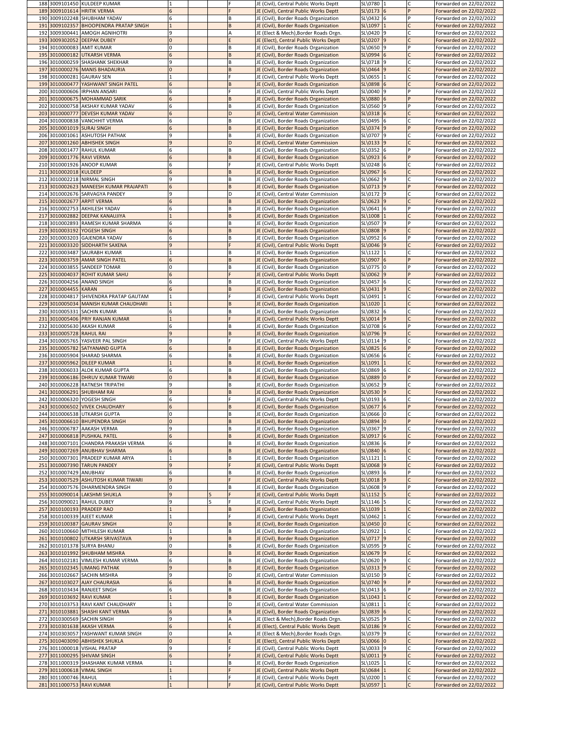| | | | | | | | | | | | |
|---|---|---|---|---|---|---|---|---|---|---|---|
| 188 | 3009101450 | KULDEEP KUMAR | 1 | | | F | JE (Civil), Central Public Works Deptt | SL\0780 | 1 | C | Forwarded on 22/02/2022 |
| 189 | 3009101614 | HRITIK VERMA | 6 | | | F | JE (Civil), Central Public Works Deptt | SL\0173 | 6 | P | Forwarded on 22/02/2022 |
| 190 | 3009102248 | SHUBHAM YADAV | 6 | | | B | JE (Civil), Border Roads Organization | SL\0432 | 6 | P | Forwarded on 22/02/2022 |
| 191 | 3009102357 | BHOOPENDRA PRATAP SINGH | 1 | | | B | JE (Civil), Border Roads Organization | SL\1097 | 1 | C | Forwarded on 22/02/2022 |
| 192 | 3009300441 | AMOGH AGNIHOTRI | 9 | | | A | JE (Elect & Mech),Border Roads Orgn. | SL\0420 | 9 | C | Forwarded on 22/02/2022 |
| 193 | 3009302052 | DEEPAK DUBEY | 0 | | | E | JE (Elect), Central Public Works Deptt | SL\0207 | 9 | C | Forwarded on 22/02/2022 |
| 194 | 3010000083 | AMIT KUMAR | 0 | | | B | JE (Civil), Border Roads Organization | SL\0650 | 9 | P | Forwarded on 22/02/2022 |
| 195 | 3010000182 | UTKARSH VERMA | 6 | | | B | JE (Civil), Border Roads Organization | SL\0994 | 6 | C | Forwarded on 22/02/2022 |
| 196 | 3010000259 | SHASHANK SHEKHAR | 9 | | | B | JE (Civil), Border Roads Organization | SL\0718 | 9 | C | Forwarded on 22/02/2022 |
| 197 | 3010000276 | MANIS BHADAURIA | 0 | | | B | JE (Civil), Border Roads Organization | SL\0464 | 9 | C | Forwarded on 22/02/2022 |
| 198 | 3010000281 | GAURAV SEN | 1 | | | F | JE (Civil), Central Public Works Deptt | SL\0655 | 1 | C | Forwarded on 22/02/2022 |
| 199 | 3010000477 | YASHWANT SINGH PATEL | 6 | | | B | JE (Civil), Border Roads Organization | SL\0898 | 6 | C | Forwarded on 22/02/2022 |
| 200 | 3010000606 | IRPHAN ANSARI | 6 | | | F | JE (Civil), Central Public Works Deptt | SL\0040 | 9 | P | Forwarded on 22/02/2022 |
| 201 | 3010000675 | MOHAMMAD SARIK | 6 | | | B | JE (Civil), Border Roads Organization | SL\0880 | 6 | P | Forwarded on 22/02/2022 |
| 202 | 3010000758 | AKSHAY KUMAR YADAV | 6 | | | B | JE (Civil), Border Roads Organization | SL\0560 | 9 | P | Forwarded on 22/02/2022 |
| 203 | 3010000777 | DEVESH KUMAR YADAV | 6 | | | D | JE (Civil), Central Water Commission | SL\0318 | 6 | C | Forwarded on 22/02/2022 |
| 204 | 3010000838 | VANCHHIT VERMA | 6 | | | B | JE (Civil), Border Roads Organization | SL\0495 | 6 | C | Forwarded on 22/02/2022 |
| 205 | 3010001019 | SURAJ SINGH | 6 | | | B | JE (Civil), Border Roads Organization | SL\0374 | 9 | P | Forwarded on 22/02/2022 |
| 206 | 3010001061 | ASHUTOSH PATHAK | 9 | | | B | JE (Civil), Border Roads Organization | SL\0707 | 9 | C | Forwarded on 22/02/2022 |
| 207 | 3010001260 | ABHISHEK SINGH | 9 | | | D | JE (Civil), Central Water Commission | SL\0133 | 9 | C | Forwarded on 22/02/2022 |
| 208 | 3010001477 | RAHUL KUMAR | 6 | | | B | JE (Civil), Border Roads Organization | SL\0352 | 6 | P | Forwarded on 22/02/2022 |
| 209 | 3010001776 | RAVI VERMA | 6 | | | B | JE (Civil), Border Roads Organization | SL\0923 | 6 | P | Forwarded on 22/02/2022 |
| 210 | 3010001926 | ANOOP KUMAR | 6 | | | F | JE (Civil), Central Public Works Deptt | SL\0248 | 6 | C | Forwarded on 22/02/2022 |
| 211 | 3010002018 | KULDEEP | 6 | | | B | JE (Civil), Border Roads Organization | SL\0967 | 6 | C | Forwarded on 22/02/2022 |
| 212 | 3010002218 | NIRMAL SINGH | 9 | | | B | JE (Civil), Border Roads Organization | SL\0662 | 9 | C | Forwarded on 22/02/2022 |
| 213 | 3010002623 | MANEESH KUMAR PRAJAPATI | 6 | | | B | JE (Civil), Border Roads Organization | SL\0713 | 9 | P | Forwarded on 22/02/2022 |
| 214 | 3010002676 | SARVAGYA PANDEY | 9 | | | D | JE (Civil), Central Water Commission | SL\0172 | 9 | C | Forwarded on 22/02/2022 |
| 215 | 3010002677 | ARPIT VERMA | 6 | | | B | JE (Civil), Border Roads Organization | SL\0623 | 9 | C | Forwarded on 22/02/2022 |
| 216 | 3010002753 | AKHILESH YADAV | 6 | | | B | JE (Civil), Border Roads Organization | SL\0641 | 6 | P | Forwarded on 22/02/2022 |
| 217 | 3010002882 | DEEPAK KANAUJIYA | 1 | | | B | JE (Civil), Border Roads Organization | SL\1008 | 1 | C | Forwarded on 22/02/2022 |
| 218 | 3010002893 | RAMESH KUMAR SHARMA | 6 | | | B | JE (Civil), Border Roads Organization | SL\0507 | 9 | P | Forwarded on 22/02/2022 |
| 219 | 3010003192 | YOGESH SINGH | 6 | | | B | JE (Civil), Border Roads Organization | SL\0808 | 9 | C | Forwarded on 22/02/2022 |
| 220 | 3010003203 | GAJENDRA YADAV | 6 | | | B | JE (Civil), Border Roads Organization | SL\0952 | 6 | P | Forwarded on 22/02/2022 |
| 221 | 3010003320 | SIDDHARTH SAXENA | 9 | | | F | JE (Civil), Central Public Works Deptt | SL\0046 | 9 | C | Forwarded on 22/02/2022 |
| 222 | 3010003487 | SAURABH KUMAR | 1 | | | B | JE (Civil), Border Roads Organization | SL\1122 | 1 | C | Forwarded on 22/02/2022 |
| 223 | 3010003759 | AMAR SINGH PATEL | 6 | | | B | JE (Civil), Border Roads Organization | SL\0907 | 6 | P | Forwarded on 22/02/2022 |
| 224 | 3010003855 | SANDEEP TOMAR | 0 | | | B | JE (Civil), Border Roads Organization | SL\0775 | 0 | P | Forwarded on 22/02/2022 |
| 225 | 3010004037 | ROHIT KUMAR SAHU | 6 | | | F | JE (Civil), Central Public Works Deptt | SL\0062 | 9 | P | Forwarded on 22/02/2022 |
| 226 | 3010004256 | ANAND SINGH | 6 | | | B | JE (Civil), Border Roads Organization | SL\0457 | 6 | C | Forwarded on 22/02/2022 |
| 227 | 3010004455 | KARAN | 6 | | | B | JE (Civil), Border Roads Organization | SL\0431 | 9 | C | Forwarded on 22/02/2022 |
| 228 | 3010004817 | SHIVENDRA PRATAP GAUTAM | 1 | | | F | JE (Civil), Central Public Works Deptt | SL\0491 | 1 | C | Forwarded on 22/02/2022 |
| 229 | 3010005034 | MANISH KUMAR CHAUDHARI | 1 | | | B | JE (Civil), Border Roads Organization | SL\1020 | 1 | C | Forwarded on 22/02/2022 |
| 230 | 3010005331 | SACHIN KUMAR | 6 | | | B | JE (Civil), Border Roads Organization | SL\0832 | 6 | C | Forwarded on 22/02/2022 |
| 231 | 3010005406 | PRIY RANJAN KUMAR | 1 | | | F | JE (Civil), Central Public Works Deptt | SL\0014 | 9 | C | Forwarded on 22/02/2022 |
| 232 | 3010005630 | AKASH KUMAR | 6 | | | B | JE (Civil), Border Roads Organization | SL\0708 | 6 | P | Forwarded on 22/02/2022 |
| 233 | 3010005728 | RAHUL RAI | 9 | | | B | JE (Civil), Border Roads Organization | SL\0796 | 9 | C | Forwarded on 22/02/2022 |
| 234 | 3010005765 | YASVEER PAL SINGH | 9 | | | F | JE (Civil), Central Public Works Deptt | SL\0114 | 9 | C | Forwarded on 22/02/2022 |
| 235 | 3010005782 | SATYANAND GUPTA | 6 | | | B | JE (Civil), Border Roads Organization | SL\0825 | 6 | P | Forwarded on 22/02/2022 |
| 236 | 3010005904 | SHARAD SHARMA | 6 | | | B | JE (Civil), Border Roads Organization | SL\0656 | 6 | C | Forwarded on 22/02/2022 |
| 237 | 3010005962 | DILEEP KUMAR | 1 | | | B | JE (Civil), Border Roads Organization | SL\1091 | 1 | C | Forwarded on 22/02/2022 |
| 238 | 3010006033 | ALOK KUMAR GUPTA | 6 | | | B | JE (Civil), Border Roads Organization | SL\0869 | 6 | C | Forwarded on 22/02/2022 |
| 239 | 3010006186 | DHRUV KUMAR TIWARI | 0 | | | B | JE (Civil), Border Roads Organization | SL\0889 | 0 | P | Forwarded on 22/02/2022 |
| 240 | 3010006228 | RATNESH TRIPATHI | 9 | | | B | JE (Civil), Border Roads Organization | SL\0652 | 9 | C | Forwarded on 22/02/2022 |
| 241 | 3010006291 | SHUBHAM RAI | 9 | | | B | JE (Civil), Border Roads Organization | SL\0530 | 9 | C | Forwarded on 22/02/2022 |
| 242 | 3010006320 | YOGESH SINGH | 6 | | | F | JE (Civil), Central Public Works Deptt | SL\0193 | 6 | C | Forwarded on 22/02/2022 |
| 243 | 3010006502 | VIVEK CHAUDHARY | 6 | | | B | JE (Civil), Border Roads Organization | SL\0677 | 6 | P | Forwarded on 22/02/2022 |
| 244 | 3010006538 | UTKARSH GUPTA | 0 | | | B | JE (Civil), Border Roads Organization | SL\0666 | 0 | C | Forwarded on 22/02/2022 |
| 245 | 3010006610 | BHUPENDRA SINGH | 0 | | | B | JE (Civil), Border Roads Organization | SL\0894 | 0 | P | Forwarded on 22/02/2022 |
| 246 | 3010006787 | AAKASH VERMA | 9 | | | B | JE (Civil), Border Roads Organization | SL\0367 | 9 | C | Forwarded on 22/02/2022 |
| 247 | 3010006818 | PUSHKAL PATEL | 6 | | | B | JE (Civil), Border Roads Organization | SL\0917 | 6 | C | Forwarded on 22/02/2022 |
| 248 | 3010007101 | CHANDRA PRAKASH VERMA | 6 | | | B | JE (Civil), Border Roads Organization | SL\0836 | 6 | P | Forwarded on 22/02/2022 |
| 249 | 3010007269 | ANUBHAV SHARMA | 6 | | | B | JE (Civil), Border Roads Organization | SL\0840 | 6 | C | Forwarded on 22/02/2022 |
| 250 | 3010007301 | PRADEEP KUMAR ARYA | 1 | | | B | JE (Civil), Border Roads Organization | SL\1121 | 1 | C | Forwarded on 22/02/2022 |
| 251 | 3010007390 | TARUN PANDEY | 9 | | | F | JE (Civil), Central Public Works Deptt | SL\0068 | 9 | C | Forwarded on 22/02/2022 |
| 252 | 3010007429 | ANUBHAV | 6 | | | B | JE (Civil), Border Roads Organization | SL\0893 | 6 | P | Forwarded on 22/02/2022 |
| 253 | 3010007529 | ASHUTOSH KUMAR TIWARI | 9 | | | F | JE (Civil), Central Public Works Deptt | SL\0018 | 9 | C | Forwarded on 22/02/2022 |
| 254 | 3010007576 | DHARMENDRA SINGH | 0 | | | B | JE (Civil), Border Roads Organization | SL\0608 | 9 | P | Forwarded on 22/02/2022 |
| 255 | 3010090014 | LAKSHMI SHUKLA | 9 | | 5 | F | JE (Civil), Central Public Works Deptt | SL\1152 | 5 | C | Forwarded on 22/02/2022 |
| 256 | 3010090021 | RAHUL DUBEY | 9 | | 5 | F | JE (Civil), Central Public Works Deptt | SL\1146 | 5 | C | Forwarded on 22/02/2022 |
| 257 | 3010100193 | PRADEEP RAO | 1 | | | B | JE (Civil), Border Roads Organization | SL\1039 | 1 | C | Forwarded on 22/02/2022 |
| 258 | 3010100339 | AJEET KUMAR | 1 | | | F | JE (Civil), Central Public Works Deptt | SL\0462 | 1 | C | Forwarded on 22/02/2022 |
| 259 | 3010100387 | GAURAV SINGH | 0 | | | B | JE (Civil), Border Roads Organization | SL\0450 | 0 | C | Forwarded on 22/02/2022 |
| 260 | 3010100660 | MITHILESH KUMAR | 1 | | | B | JE (Civil), Border Roads Organization | SL\0922 | 1 | C | Forwarded on 22/02/2022 |
| 261 | 3010100802 | UTKARSH SRIVASTAVA | 9 | | | B | JE (Civil), Border Roads Organization | SL\0717 | 9 | C | Forwarded on 22/02/2022 |
| 262 | 3010101378 | SURYA BHANU | 0 | | | B | JE (Civil), Border Roads Organization | SL\0595 | 9 | C | Forwarded on 22/02/2022 |
| 263 | 3010101992 | SHUBHAM MISHRA | 9 | | | B | JE (Civil), Border Roads Organization | SL\0679 | 9 | C | Forwarded on 22/02/2022 |
| 264 | 3010102181 | VIMLESH KUMAR VERMA | 6 | | | B | JE (Civil), Border Roads Organization | SL\0620 | 9 | C | Forwarded on 22/02/2022 |
| 265 | 3010102345 | UMANG PATHAK | 9 | | | B | JE (Civil), Border Roads Organization | SL\0313 | 9 | C | Forwarded on 22/02/2022 |
| 266 | 3010102667 | SACHIN MISHRA | 9 | | | D | JE (Civil), Central Water Commission | SL\0150 | 9 | C | Forwarded on 22/02/2022 |
| 267 | 3010103027 | AJAY CHAURASIA | 6 | | | B | JE (Civil), Border Roads Organization | SL\0740 | 9 | P | Forwarded on 22/02/2022 |
| 268 | 3010103434 | RANJEET SINGH | 6 | | | B | JE (Civil), Border Roads Organization | SL\0413 | 6 | P | Forwarded on 22/02/2022 |
| 269 | 3010103692 | RAVI KUMAR | 1 | | | B | JE (Civil), Border Roads Organization | SL\1043 | 1 | C | Forwarded on 22/02/2022 |
| 270 | 3010103753 | RAVI KANT CHAUDHARY | 1 | | | D | JE (Civil), Central Water Commission | SL\0811 | 1 | C | Forwarded on 22/02/2022 |
| 271 | 3010103881 | SHASHI KANT VERMA | 6 | | | B | JE (Civil), Border Roads Organization | SL\0839 | 6 | C | Forwarded on 22/02/2022 |
| 272 | 3010300569 | SACHIN SINGH | 9 | | | A | JE (Elect & Mech),Border Roads Orgn. | SL\0525 | 9 | C | Forwarded on 22/02/2022 |
| 273 | 3010301638 | AKASH VERMA | 6 | | | E | JE (Elect), Central Public Works Deptt | SL\0186 | 9 | C | Forwarded on 22/02/2022 |
| 274 | 3010303057 | YASHWANT KUMAR SINGH | 0 | | | A | JE (Elect & Mech),Border Roads Orgn. | SL\0379 | 9 | C | Forwarded on 22/02/2022 |
| 275 | 3010403090 | ABHISHEK SHUKLA | 0 | | | E | JE (Elect), Central Public Works Deptt | SL\0066 | 0 | C | Forwarded on 22/02/2022 |
| 276 | 3011000018 | VISHAL PRATAP | 9 | | | F | JE (Civil), Central Public Works Deptt | SL\0033 | 9 | C | Forwarded on 22/02/2022 |
| 277 | 3011000295 | SHIVAM SINGH | 6 | | | F | JE (Civil), Central Public Works Deptt | SL\0011 | 9 | C | Forwarded on 22/02/2022 |
| 278 | 3011000319 | SHASHANK KUMAR VERMA | 1 | | | B | JE (Civil), Border Roads Organization | SL\1025 | 1 | C | Forwarded on 22/02/2022 |
| 279 | 3011000618 | VIMAL SINGH | 1 | | | F | JE (Civil), Central Public Works Deptt | SL\0684 | 1 | C | Forwarded on 22/02/2022 |
| 280 | 3011000746 | RAHUL | 1 | | | F | JE (Civil), Central Public Works Deptt | SL\0200 | 1 | C | Forwarded on 22/02/2022 |
| 281 | 3011000753 | RAVI KUMAR | 1 | | | F | JE (Civil), Central Public Works Deptt | SL\0597 | 1 | C | Forwarded on 22/02/2022 |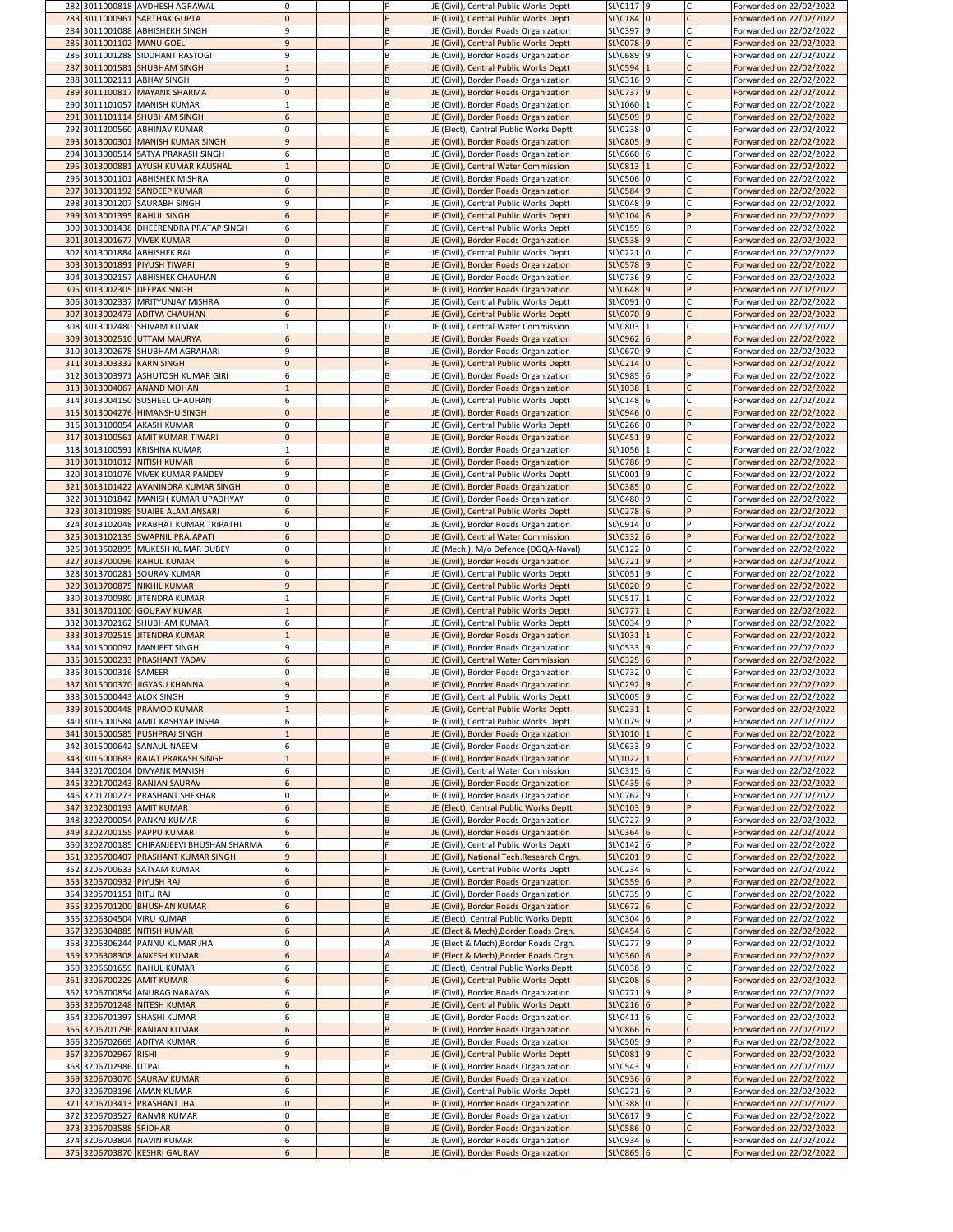| | | | | | | | | | | | |
|---|---|---|---|---|---|---|---|---|---|---|---|
| 282 | 3011000818 | AVDHESH AGRAWAL | 0 | | | F | JE (Civil), Central Public Works Deptt | SL\0117 | 9 | C | Forwarded on 22/02/2022 |
| 283 | 3011000961 | SARTHAK GUPTA | 0 | | | F | JE (Civil), Central Public Works Deptt | SL\0184 | 0 | C | Forwarded on 22/02/2022 |
| 284 | 3011001088 | ABHISHEKH SINGH | 9 | | | B | JE (Civil), Border Roads Organization | SL\0397 | 9 | C | Forwarded on 22/02/2022 |
| 285 | 3011001102 | MANU GOEL | 9 | | | F | JE (Civil), Central Public Works Deptt | SL\0078 | 9 | C | Forwarded on 22/02/2022 |
| 286 | 3011001288 | SIDDHANT RASTOGI | 9 | | | B | JE (Civil), Border Roads Organization | SL\0689 | 9 | C | Forwarded on 22/02/2022 |
| 287 | 3011001581 | SHUBHAM SINGH | 1 | | | F | JE (Civil), Central Public Works Deptt | SL\0594 | 1 | C | Forwarded on 22/02/2022 |
| 288 | 3011002111 | ABHAY SINGH | 9 | | | B | JE (Civil), Border Roads Organization | SL\0316 | 9 | C | Forwarded on 22/02/2022 |
| 289 | 3011100817 | MAYANK SHARMA | 0 | | | B | JE (Civil), Border Roads Organization | SL\0737 | 9 | C | Forwarded on 22/02/2022 |
| 290 | 3011101057 | MANISH KUMAR | 1 | | | B | JE (Civil), Border Roads Organization | SL\1060 | 1 | C | Forwarded on 22/02/2022 |
| 291 | 3011101114 | SHUBHAM SINGH | 6 | | | B | JE (Civil), Border Roads Organization | SL\0509 | 9 | C | Forwarded on 22/02/2022 |
| 292 | 3011200560 | ABHINAV KUMAR | 0 | | | E | JE (Elect), Central Public Works Deptt | SL\0238 | 0 | C | Forwarded on 22/02/2022 |
| 293 | 3013000301 | MANISH KUMAR SINGH | 9 | | | B | JE (Civil), Border Roads Organization | SL\0805 | 9 | C | Forwarded on 22/02/2022 |
| 294 | 3013000514 | SATYA PRAKASH SINGH | 6 | | | B | JE (Civil), Border Roads Organization | SL\0660 | 6 | C | Forwarded on 22/02/2022 |
| 295 | 3013000881 | AYUSH KUMAR KAUSHAL | 1 | | | D | JE (Civil), Central Water Commission | SL\0813 | 1 | C | Forwarded on 22/02/2022 |
| 296 | 3013001101 | ABHISHEK MISHRA | 0 | | | B | JE (Civil), Border Roads Organization | SL\0506 | 0 | C | Forwarded on 22/02/2022 |
| 297 | 3013001192 | SANDEEP KUMAR | 6 | | | B | JE (Civil), Border Roads Organization | SL\0584 | 9 | C | Forwarded on 22/02/2022 |
| 298 | 3013001207 | SAURABH SINGH | 9 | | | F | JE (Civil), Central Public Works Deptt | SL\0048 | 9 | C | Forwarded on 22/02/2022 |
| 299 | 3013001395 | RAHUL SINGH | 6 | | | F | JE (Civil), Central Public Works Deptt | SL\0104 | 6 | P | Forwarded on 22/02/2022 |
| 300 | 3013001438 | DHEERENDRA PRATAP SINGH | 6 | | | F | JE (Civil), Central Public Works Deptt | SL\0159 | 6 | P | Forwarded on 22/02/2022 |
| 301 | 3013001677 | VIVEK KUMAR | 0 | | | B | JE (Civil), Border Roads Organization | SL\0538 | 9 | C | Forwarded on 22/02/2022 |
| 302 | 3013001884 | ABHISHEK RAI | 0 | | | F | JE (Civil), Central Public Works Deptt | SL\0221 | 0 | C | Forwarded on 22/02/2022 |
| 303 | 3013001891 | PIYUSH TIWARI | 9 | | | B | JE (Civil), Border Roads Organization | SL\0578 | 9 | C | Forwarded on 22/02/2022 |
| 304 | 3013002157 | ABHISHEK CHAUHAN | 6 | | | B | JE (Civil), Border Roads Organization | SL\0736 | 9 | C | Forwarded on 22/02/2022 |
| 305 | 3013002305 | DEEPAK SINGH | 6 | | | B | JE (Civil), Border Roads Organization | SL\0648 | 9 | P | Forwarded on 22/02/2022 |
| 306 | 3013002337 | MRITYUNJAY MISHRA | 0 | | | F | JE (Civil), Central Public Works Deptt | SL\0091 | 0 | C | Forwarded on 22/02/2022 |
| 307 | 3013002473 | ADITYA CHAUHAN | 6 | | | F | JE (Civil), Central Public Works Deptt | SL\0070 | 9 | C | Forwarded on 22/02/2022 |
| 308 | 3013002480 | SHIVAM KUMAR | 1 | | | D | JE (Civil), Central Water Commission | SL\0803 | 1 | C | Forwarded on 22/02/2022 |
| 309 | 3013002510 | UTTAM MAURYA | 6 | | | B | JE (Civil), Border Roads Organization | SL\0962 | 6 | P | Forwarded on 22/02/2022 |
| 310 | 3013002678 | SHUBHAM AGRAHARI | 9 | | | B | JE (Civil), Border Roads Organization | SL\0670 | 9 | C | Forwarded on 22/02/2022 |
| 311 | 3013003332 | KARN SINGH | 0 | | | F | JE (Civil), Central Public Works Deptt | SL\0214 | 0 | C | Forwarded on 22/02/2022 |
| 312 | 3013003971 | ASHUTOSH KUMAR GIRI | 6 | | | B | JE (Civil), Border Roads Organization | SL\0985 | 6 | P | Forwarded on 22/02/2022 |
| 313 | 3013004067 | ANAND MOHAN | 1 | | | B | JE (Civil), Border Roads Organization | SL\1038 | 1 | C | Forwarded on 22/02/2022 |
| 314 | 3013004150 | SUSHEEL CHAUHAN | 6 | | | F | JE (Civil), Central Public Works Deptt | SL\0148 | 6 | C | Forwarded on 22/02/2022 |
| 315 | 3013004276 | HIMANSHU SINGH | 0 | | | B | JE (Civil), Border Roads Organization | SL\0946 | 0 | C | Forwarded on 22/02/2022 |
| 316 | 3013100054 | AKASH KUMAR | 0 | | | F | JE (Civil), Central Public Works Deptt | SL\0266 | 0 | P | Forwarded on 22/02/2022 |
| 317 | 3013100561 | AMIT KUMAR TIWARI | 0 | | | B | JE (Civil), Border Roads Organization | SL\0451 | 9 | C | Forwarded on 22/02/2022 |
| 318 | 3013100591 | KRISHNA KUMAR | 1 | | | B | JE (Civil), Border Roads Organization | SL\1056 | 1 | C | Forwarded on 22/02/2022 |
| 319 | 3013101012 | NITISH KUMAR | 6 | | | B | JE (Civil), Border Roads Organization | SL\0786 | 9 | C | Forwarded on 22/02/2022 |
| 320 | 3013101076 | VIVEK KUMAR PANDEY | 9 | | | F | JE (Civil), Central Public Works Deptt | SL\0001 | 9 | C | Forwarded on 22/02/2022 |
| 321 | 3013101422 | AVANINDRA KUMAR SINGH | 0 | | | B | JE (Civil), Border Roads Organization | SL\0385 | 0 | C | Forwarded on 22/02/2022 |
| 322 | 3013101842 | MANISH KUMAR UPADHYAY | 0 | | | B | JE (Civil), Border Roads Organization | SL\0480 | 9 | C | Forwarded on 22/02/2022 |
| 323 | 3013101989 | SUAIBE ALAM ANSARI | 6 | | | F | JE (Civil), Central Public Works Deptt | SL\0278 | 6 | P | Forwarded on 22/02/2022 |
| 324 | 3013102048 | PRABHAT KUMAR TRIPATHI | 0 | | | B | JE (Civil), Border Roads Organization | SL\0914 | 0 | P | Forwarded on 22/02/2022 |
| 325 | 3013102135 | SWAPNIL PRAJAPATI | 6 | | | D | JE (Civil), Central Water Commission | SL\0332 | 6 | P | Forwarded on 22/02/2022 |
| 326 | 3013502895 | MUKESH KUMAR DUBEY | 0 | | | H | JE (Mech.), M/o Defence (DGQA-Naval) | SL\0122 | 0 | C | Forwarded on 22/02/2022 |
| 327 | 3013700096 | RAHUL KUMAR | 6 | | | B | JE (Civil), Border Roads Organization | SL\0721 | 9 | P | Forwarded on 22/02/2022 |
| 328 | 3013700281 | SOURAV KUMAR | 0 | | | F | JE (Civil), Central Public Works Deptt | SL\0051 | 9 | C | Forwarded on 22/02/2022 |
| 329 | 3013700875 | NIKHIL KUMAR | 9 | | | F | JE (Civil), Central Public Works Deptt | SL\0020 | 9 | C | Forwarded on 22/02/2022 |
| 330 | 3013700980 | JITENDRA KUMAR | 1 | | | F | JE (Civil), Central Public Works Deptt | SL\0517 | 1 | C | Forwarded on 22/02/2022 |
| 331 | 3013701100 | GOURAV KUMAR | 1 | | | F | JE (Civil), Central Public Works Deptt | SL\0777 | 1 | C | Forwarded on 22/02/2022 |
| 332 | 3013702162 | SHUBHAM KUMAR | 6 | | | F | JE (Civil), Central Public Works Deptt | SL\0034 | 9 | P | Forwarded on 22/02/2022 |
| 333 | 3013702515 | JITENDRA KUMAR | 1 | | | B | JE (Civil), Border Roads Organization | SL\1031 | 1 | C | Forwarded on 22/02/2022 |
| 334 | 3015000092 | MANJEET SINGH | 9 | | | B | JE (Civil), Border Roads Organization | SL\0533 | 9 | C | Forwarded on 22/02/2022 |
| 335 | 3015000233 | PRASHANT YADAV | 6 | | | D | JE (Civil), Central Water Commission | SL\0325 | 6 | P | Forwarded on 22/02/2022 |
| 336 | 3015000316 | SAMEER | 0 | | | B | JE (Civil), Border Roads Organization | SL\0732 | 0 | C | Forwarded on 22/02/2022 |
| 337 | 3015000370 | JIGYASU KHANNA | 9 | | | B | JE (Civil), Border Roads Organization | SL\0292 | 9 | C | Forwarded on 22/02/2022 |
| 338 | 3015000443 | ALOK SINGH | 9 | | | F | JE (Civil), Central Public Works Deptt | SL\0005 | 9 | C | Forwarded on 22/02/2022 |
| 339 | 3015000448 | PRAMOD KUMAR | 1 | | | F | JE (Civil), Central Public Works Deptt | SL\0231 | 1 | C | Forwarded on 22/02/2022 |
| 340 | 3015000584 | AMIT KASHYAP INSHA | 6 | | | F | JE (Civil), Central Public Works Deptt | SL\0079 | 9 | P | Forwarded on 22/02/2022 |
| 341 | 3015000585 | PUSHPRAJ SINGH | 1 | | | B | JE (Civil), Border Roads Organization | SL\1010 | 1 | C | Forwarded on 22/02/2022 |
| 342 | 3015000642 | SANAUL NAEEM | 6 | | | B | JE (Civil), Border Roads Organization | SL\0633 | 9 | C | Forwarded on 22/02/2022 |
| 343 | 3015000683 | RAJAT PRAKASH SINGH | 1 | | | B | JE (Civil), Border Roads Organization | SL\1022 | 1 | C | Forwarded on 22/02/2022 |
| 344 | 3201700104 | DIVYANK MANISH | 6 | | | D | JE (Civil), Central Water Commission | SL\0315 | 6 | C | Forwarded on 22/02/2022 |
| 345 | 3201700243 | RANJAN SAURAV | 6 | | | B | JE (Civil), Border Roads Organization | SL\0435 | 6 | P | Forwarded on 22/02/2022 |
| 346 | 3201700273 | PRASHANT SHEKHAR | 0 | | | B | JE (Civil), Border Roads Organization | SL\0762 | 9 | C | Forwarded on 22/02/2022 |
| 347 | 3202300193 | AMIT KUMAR | 6 | | | E | JE (Elect), Central Public Works Deptt | SL\0103 | 9 | P | Forwarded on 22/02/2022 |
| 348 | 3202700054 | PANKAJ KUMAR | 6 | | | B | JE (Civil), Border Roads Organization | SL\0727 | 9 | P | Forwarded on 22/02/2022 |
| 349 | 3202700155 | PAPPU KUMAR | 6 | | | B | JE (Civil), Border Roads Organization | SL\0364 | 6 | C | Forwarded on 22/02/2022 |
| 350 | 3202700185 | CHIRANJEEVI BHUSHAN SHARMA | 6 | | | F | JE (Civil), Central Public Works Deptt | SL\0142 | 6 | P | Forwarded on 22/02/2022 |
| 351 | 3205700407 | PRASHANT KUMAR SINGH | 9 | | | I | JE (Civil), National Tech.Research Orgn. | SL\0201 | 9 | C | Forwarded on 22/02/2022 |
| 352 | 3205700633 | SATYAM KUMAR | 6 | | | F | JE (Civil), Central Public Works Deptt | SL\0234 | 6 | C | Forwarded on 22/02/2022 |
| 353 | 3205700932 | PIYUSH RAJ | 6 | | | B | JE (Civil), Border Roads Organization | SL\0559 | 6 | P | Forwarded on 22/02/2022 |
| 354 | 3205701151 | RITU RAJ | 0 | | | B | JE (Civil), Border Roads Organization | SL\0735 | 9 | C | Forwarded on 22/02/2022 |
| 355 | 3205701200 | BHUSHAN KUMAR | 6 | | | B | JE (Civil), Border Roads Organization | SL\0672 | 6 | C | Forwarded on 22/02/2022 |
| 356 | 3206304504 | VIRU KUMAR | 6 | | | E | JE (Elect), Central Public Works Deptt | SL\0304 | 6 | P | Forwarded on 22/02/2022 |
| 357 | 3206304885 | NITISH KUMAR | 6 | | | A | JE (Elect & Mech),Border Roads Orgn. | SL\0454 | 6 | C | Forwarded on 22/02/2022 |
| 358 | 3206306244 | PANNU KUMAR JHA | 0 | | | A | JE (Elect & Mech),Border Roads Orgn. | SL\0277 | 9 | P | Forwarded on 22/02/2022 |
| 359 | 3206308308 | ANKESH KUMAR | 6 | | | A | JE (Elect & Mech),Border Roads Orgn. | SL\0360 | 6 | P | Forwarded on 22/02/2022 |
| 360 | 3206601659 | RAHUL KUMAR | 6 | | | E | JE (Elect), Central Public Works Deptt | SL\0038 | 9 | C | Forwarded on 22/02/2022 |
| 361 | 3206700229 | AMIT KUMAR | 6 | | | F | JE (Civil), Central Public Works Deptt | SL\0208 | 6 | P | Forwarded on 22/02/2022 |
| 362 | 3206700854 | ANURAG NARAYAN | 6 | | | B | JE (Civil), Border Roads Organization | SL\0771 | 9 | P | Forwarded on 22/02/2022 |
| 363 | 3206701248 | NITESH KUMAR | 6 | | | F | JE (Civil), Central Public Works Deptt | SL\0216 | 6 | P | Forwarded on 22/02/2022 |
| 364 | 3206701397 | SHASHI KUMAR | 6 | | | B | JE (Civil), Border Roads Organization | SL\0411 | 6 | C | Forwarded on 22/02/2022 |
| 365 | 3206701796 | RANJAN KUMAR | 6 | | | B | JE (Civil), Border Roads Organization | SL\0866 | 6 | C | Forwarded on 22/02/2022 |
| 366 | 3206702669 | ADITYA KUMAR | 6 | | | B | JE (Civil), Border Roads Organization | SL\0505 | 9 | P | Forwarded on 22/02/2022 |
| 367 | 3206702967 | RISHI | 9 | | | F | JE (Civil), Central Public Works Deptt | SL\0081 | 9 | C | Forwarded on 22/02/2022 |
| 368 | 3206702986 | UTPAL | 6 | | | B | JE (Civil), Border Roads Organization | SL\0543 | 9 | C | Forwarded on 22/02/2022 |
| 369 | 3206703070 | SAURAV KUMAR | 6 | | | B | JE (Civil), Border Roads Organization | SL\0936 | 6 | P | Forwarded on 22/02/2022 |
| 370 | 3206703196 | AMAN KUMAR | 6 | | | F | JE (Civil), Central Public Works Deptt | SL\0271 | 6 | P | Forwarded on 22/02/2022 |
| 371 | 3206703413 | PRASHANT JHA | 0 | | | B | JE (Civil), Border Roads Organization | SL\0388 | 0 | C | Forwarded on 22/02/2022 |
| 372 | 3206703527 | RANVIR KUMAR | 0 | | | B | JE (Civil), Border Roads Organization | SL\0617 | 9 | C | Forwarded on 22/02/2022 |
| 373 | 3206703588 | SRIDHAR | 0 | | | B | JE (Civil), Border Roads Organization | SL\0586 | 0 | C | Forwarded on 22/02/2022 |
| 374 | 3206703804 | NAVIN KUMAR | 6 | | | B | JE (Civil), Border Roads Organization | SL\0934 | 6 | C | Forwarded on 22/02/2022 |
| 375 | 3206703870 | KESHRI GAURAV | 6 | | | B | JE (Civil), Border Roads Organization | SL\0865 | 6 | C | Forwarded on 22/02/2022 |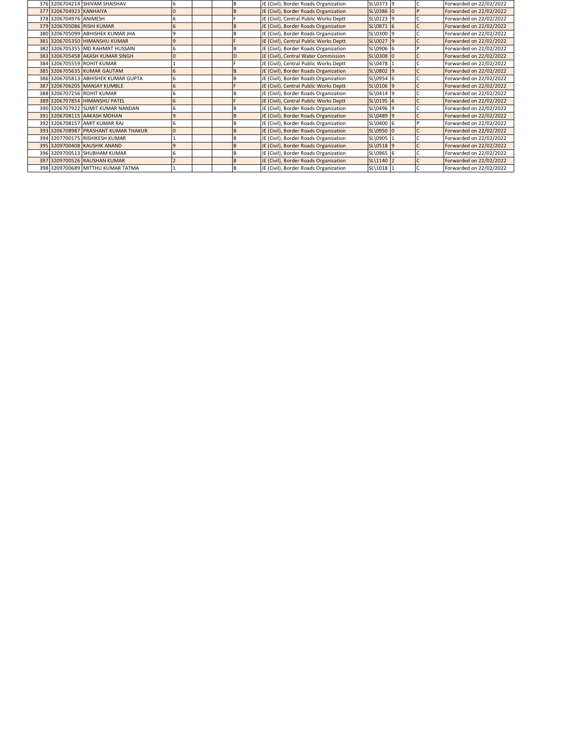| | | | | | | | | | | | |
|---|---|---|---|---|---|---|---|---|---|---|---|
| 376 | 3206704214 | SHIVAM SHAISHAV | 6 | | | B | JE (Civil), Border Roads Organization | SL\0373 | 9 | C | Forwarded on 22/02/2022 |
| 377 | 3206704923 | KANHAIYA | 0 | | | B | JE (Civil), Border Roads Organization | SL\0386 | 0 | P | Forwarded on 22/02/2022 |
| 378 | 3206704976 | ANIMESH | 6 | | | F | JE (Civil), Central Public Works Deptt | SL\0123 | 9 | C | Forwarded on 22/02/2022 |
| 379 | 3206705086 | RISHI KUMAR | 6 | | | B | JE (Civil), Border Roads Organization | SL\0871 | 6 | C | Forwarded on 22/02/2022 |
| 380 | 3206705099 | ABHISHEK KUMAR JHA | 9 | | | B | JE (Civil), Border Roads Organization | SL\0300 | 9 | C | Forwarded on 22/02/2022 |
| 381 | 3206705350 | HIMANSHU KUMAR | 9 | | | F | JE (Civil), Central Public Works Deptt | SL\0027 | 9 | C | Forwarded on 22/02/2022 |
| 382 | 3206705355 | MD RAHMAT HUSSAIN | 6 | | | B | JE (Civil), Border Roads Organization | SL\0906 | 6 | P | Forwarded on 22/02/2022 |
| 383 | 3206705458 | AKASH KUMAR SINGH | 0 | | | D | JE (Civil), Central Water Commission | SL\0308 | 0 | C | Forwarded on 22/02/2022 |
| 384 | 3206705559 | ROHIT KUMAR | 1 | | | F | JE (Civil), Central Public Works Deptt | SL\0478 | 1 | C | Forwarded on 22/02/2022 |
| 385 | 3206705635 | KUMAR GAUTAM | 6 | | | B | JE (Civil), Border Roads Organization | SL\0802 | 9 | C | Forwarded on 22/02/2022 |
| 386 | 3206705813 | ABHISHEK KUMAR GUPTA | 6 | | | B | JE (Civil), Border Roads Organization | SL\0954 | 6 | C | Forwarded on 22/02/2022 |
| 387 | 3206706205 | MANJAY KUMBLE | 6 | | | F | JE (Civil), Central Public Works Deptt | SL\0106 | 9 | C | Forwarded on 22/02/2022 |
| 388 | 3206707256 | ROHIT KUMAR | 6 | | | B | JE (Civil), Border Roads Organization | SL\0414 | 9 | C | Forwarded on 22/02/2022 |
| 389 | 3206707854 | HIMANSHU PATEL | 6 | | | F | JE (Civil), Central Public Works Deptt | SL\0195 | 6 | C | Forwarded on 22/02/2022 |
| 390 | 3206707922 | SUMIT KUMAR NANDAN | 6 | | | B | JE (Civil), Border Roads Organization | SL\0496 | 9 | C | Forwarded on 22/02/2022 |
| 391 | 3206708115 | AAKASH MOHAN | 9 | | | B | JE (Civil), Border Roads Organization | SL\0489 | 9 | C | Forwarded on 22/02/2022 |
| 392 | 3206708157 | AMIT KUMAR RAJ | 6 | | | B | JE (Civil), Border Roads Organization | SL\0400 | 6 | P | Forwarded on 22/02/2022 |
| 393 | 3206708987 | PRASHANT KUMAR THAKUR | 0 | | | B | JE (Civil), Border Roads Organization | SL\0950 | 0 | C | Forwarded on 22/02/2022 |
| 394 | 3207700175 | RISHIKESH KUMAR | 1 | | | B | JE (Civil), Border Roads Organization | SL\0905 | 1 | C | Forwarded on 22/02/2022 |
| 395 | 3209700408 | KAUSHIK ANAND | 9 | | | B | JE (Civil), Border Roads Organization | SL\0518 | 9 | C | Forwarded on 22/02/2022 |
| 396 | 3209700513 | SHUBHAM KUMAR | 6 | | | B | JE (Civil), Border Roads Organization | SL\0965 | 6 | C | Forwarded on 22/02/2022 |
| 397 | 3209700526 | RAUSHAN KUMAR | 2 | | | B | JE (Civil), Border Roads Organization | SL\1140 | 2 | C | Forwarded on 22/02/2022 |
| 398 | 3209700689 | MITTHU KUMAR TATMA | 1 | | | B | JE (Civil), Border Roads Organization | SL\1018 | 1 | C | Forwarded on 22/02/2022 |